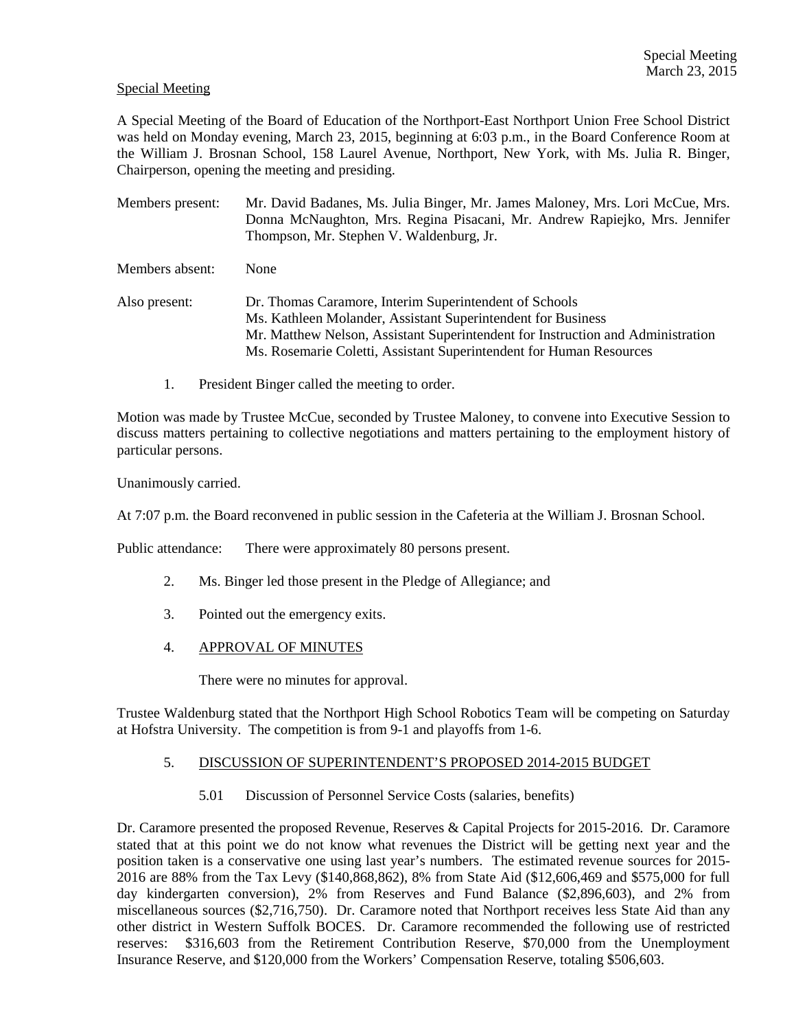Special Meeting

A Special Meeting of the Board of Education of the Northport-East Northport Union Free School District was held on Monday evening, March 23, 2015, beginning at 6:03 p.m., in the Board Conference Room at the William J. Brosnan School, 158 Laurel Avenue, Northport, New York, with Ms. Julia R. Binger, Chairperson, opening the meeting and presiding.

Members present: Mr. David Badanes, Ms. Julia Binger, Mr. James Maloney, Mrs. Lori McCue, Mrs. Donna McNaughton, Mrs. Regina Pisacani, Mr. Andrew Rapiejko, Mrs. Jennifer Thompson, Mr. Stephen V. Waldenburg, Jr.

Members absent: None

Also present: Dr. Thomas Caramore, Interim Superintendent of Schools
Ms. Kathleen Molander, Assistant Superintendent for Business
Mr. Matthew Nelson, Assistant Superintendent for Instruction and Administration
Ms. Rosemarie Coletti, Assistant Superintendent for Human Resources

1. President Binger called the meeting to order.

Motion was made by Trustee McCue, seconded by Trustee Maloney, to convene into Executive Session to discuss matters pertaining to collective negotiations and matters pertaining to the employment history of particular persons.

Unanimously carried.

At 7:07 p.m. the Board reconvened in public session in the Cafeteria at the William J. Brosnan School.

Public attendance: There were approximately 80 persons present.

2. Ms. Binger led those present in the Pledge of Allegiance; and

3. Pointed out the emergency exits.

4. APPROVAL OF MINUTES

   There were no minutes for approval.

Trustee Waldenburg stated that the Northport High School Robotics Team will be competing on Saturday at Hofstra University. The competition is from 9-1 and playoffs from 1-6.

5. DISCUSSION OF SUPERINTENDENT'S PROPOSED 2014-2015 BUDGET

   5.01 Discussion of Personnel Service Costs (salaries, benefits)

Dr. Caramore presented the proposed Revenue, Reserves & Capital Projects for 2015-2016. Dr. Caramore stated that at this point we do not know what revenues the District will be getting next year and the position taken is a conservative one using last year's numbers. The estimated revenue sources for 2015-2016 are 88% from the Tax Levy ($140,868,862), 8% from State Aid ($12,606,469 and $575,000 for full day kindergarten conversion), 2% from Reserves and Fund Balance ($2,896,603), and 2% from miscellaneous sources ($2,716,750). Dr. Caramore noted that Northport receives less State Aid than any other district in Western Suffolk BOCES. Dr. Caramore recommended the following use of restricted reserves: $316,603 from the Retirement Contribution Reserve, $70,000 from the Unemployment Insurance Reserve, and $120,000 from the Workers' Compensation Reserve, totaling $506,603.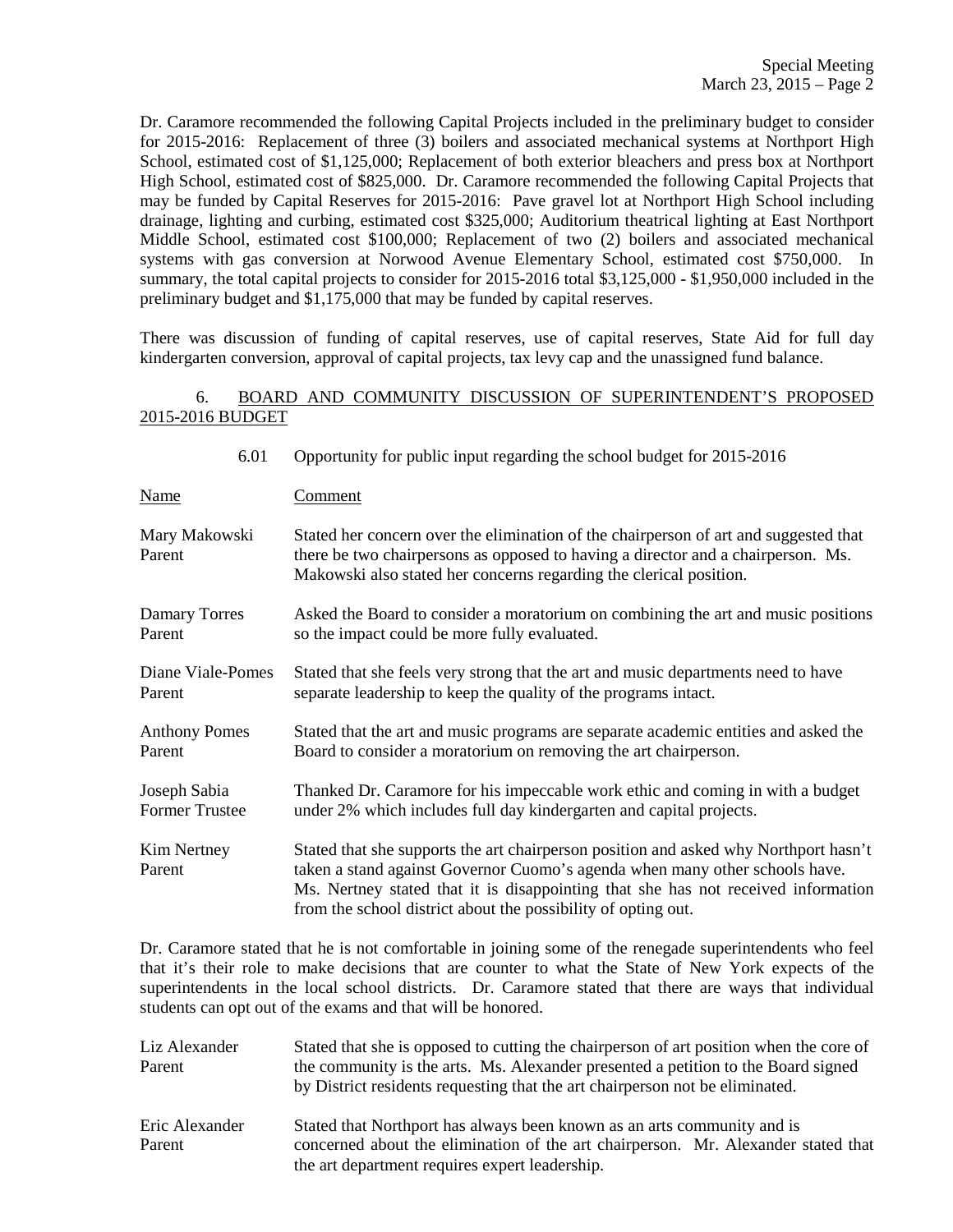Dr. Caramore recommended the following Capital Projects included in the preliminary budget to consider for 2015-2016: Replacement of three (3) boilers and associated mechanical systems at Northport High School, estimated cost of $1,125,000; Replacement of both exterior bleachers and press box at Northport High School, estimated cost of $825,000. Dr. Caramore recommended the following Capital Projects that may be funded by Capital Reserves for 2015-2016: Pave gravel lot at Northport High School including drainage, lighting and curbing, estimated cost $325,000; Auditorium theatrical lighting at East Northport Middle School, estimated cost $100,000; Replacement of two (2) boilers and associated mechanical systems with gas conversion at Norwood Avenue Elementary School, estimated cost $750,000. In summary, the total capital projects to consider for 2015-2016 total $3,125,000 - $1,950,000 included in the preliminary budget and $1,175,000 that may be funded by capital reserves.

There was discussion of funding of capital reserves, use of capital reserves, State Aid for full day kindergarten conversion, approval of capital projects, tax levy cap and the unassigned fund balance.

6. BOARD AND COMMUNITY DISCUSSION OF SUPERINTENDENT'S PROPOSED 2015-2016 BUDGET

6.01 Opportunity for public input regarding the school budget for 2015-2016

| Name | Comment |
|---|---|
| Mary Makowski, Parent | Stated her concern over the elimination of the chairperson of art and suggested that there be two chairpersons as opposed to having a director and a chairperson. Ms. Makowski also stated her concerns regarding the clerical position. |
| Damary Torres, Parent | Asked the Board to consider a moratorium on combining the art and music positions so the impact could be more fully evaluated. |
| Diane Viale-Pomes, Parent | Stated that she feels very strong that the art and music departments need to have separate leadership to keep the quality of the programs intact. |
| Anthony Pomes, Parent | Stated that the art and music programs are separate academic entities and asked the Board to consider a moratorium on removing the art chairperson. |
| Joseph Sabia, Former Trustee | Thanked Dr. Caramore for his impeccable work ethic and coming in with a budget under 2% which includes full day kindergarten and capital projects. |
| Kim Nertney, Parent | Stated that she supports the art chairperson position and asked why Northport hasn't taken a stand against Governor Cuomo's agenda when many other schools have. Ms. Nertney stated that it is disappointing that she has not received information from the school district about the possibility of opting out. |

Dr. Caramore stated that he is not comfortable in joining some of the renegade superintendents who feel that it's their role to make decisions that are counter to what the State of New York expects of the superintendents in the local school districts. Dr. Caramore stated that there are ways that individual students can opt out of the exams and that will be honored.

| Name | Comment |
|---|---|
| Liz Alexander, Parent | Stated that she is opposed to cutting the chairperson of art position when the core of the community is the arts. Ms. Alexander presented a petition to the Board signed by District residents requesting that the art chairperson not be eliminated. |
| Eric Alexander, Parent | Stated that Northport has always been known as an arts community and is concerned about the elimination of the art chairperson. Mr. Alexander stated that the art department requires expert leadership. |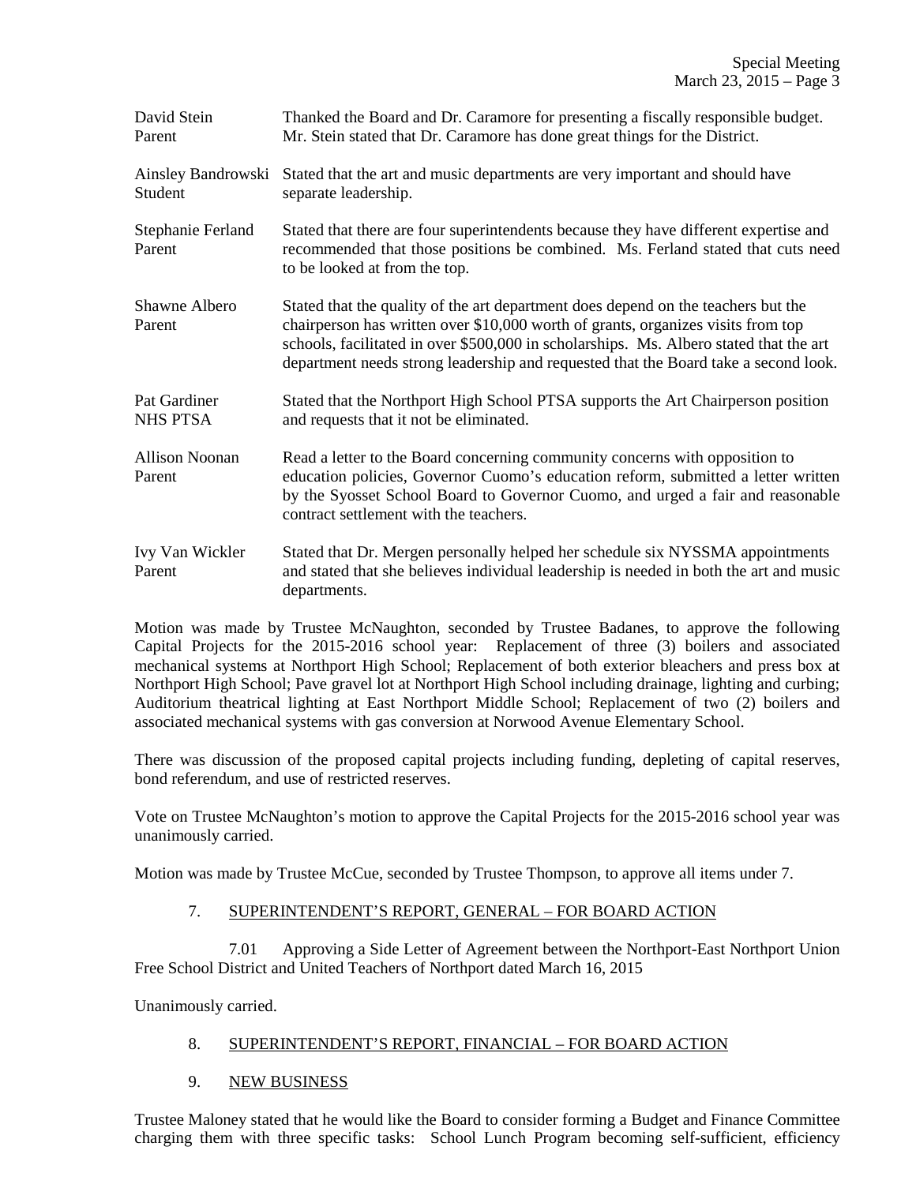| | |
|---|---|
| David Stein<br>Parent | Thanked the Board and Dr. Caramore for presenting a fiscally responsible budget. Mr. Stein stated that Dr. Caramore has done great things for the District. |
| Ainsley Bandrowski<br>Student | Stated that the art and music departments are very important and should have separate leadership. |
| Stephanie Ferland<br>Parent | Stated that there are four superintendents because they have different expertise and recommended that those positions be combined. Ms. Ferland stated that cuts need to be looked at from the top. |
| Shawne Albero<br>Parent | Stated that the quality of the art department does depend on the teachers but the chairperson has written over $10,000 worth of grants, organizes visits from top schools, facilitated in over $500,000 in scholarships. Ms. Albero stated that the art department needs strong leadership and requested that the Board take a second look. |
| Pat Gardiner<br>NHS PTSA | Stated that the Northport High School PTSA supports the Art Chairperson position and requests that it not be eliminated. |
| Allison Noonan<br>Parent | Read a letter to the Board concerning community concerns with opposition to education policies, Governor Cuomo's education reform, submitted a letter written by the Syosset School Board to Governor Cuomo, and urged a fair and reasonable contract settlement with the teachers. |
| Ivy Van Wickler<br>Parent | Stated that Dr. Mergen personally helped her schedule six NYSSMA appointments and stated that she believes individual leadership is needed in both the art and music departments. |

Motion was made by Trustee McNaughton, seconded by Trustee Badanes, to approve the following Capital Projects for the 2015-2016 school year: Replacement of three (3) boilers and associated mechanical systems at Northport High School; Replacement of both exterior bleachers and press box at Northport High School; Pave gravel lot at Northport High School including drainage, lighting and curbing; Auditorium theatrical lighting at East Northport Middle School; Replacement of two (2) boilers and associated mechanical systems with gas conversion at Norwood Avenue Elementary School.

There was discussion of the proposed capital projects including funding, depleting of capital reserves, bond referendum, and use of restricted reserves.

Vote on Trustee McNaughton's motion to approve the Capital Projects for the 2015-2016 school year was unanimously carried.

Motion was made by Trustee McCue, seconded by Trustee Thompson, to approve all items under 7.

7. <u>SUPERINTENDENT'S REPORT, GENERAL – FOR BOARD ACTION</u>

7.01 Approving a Side Letter of Agreement between the Northport-East Northport Union Free School District and United Teachers of Northport dated March 16, 2015

Unanimously carried.

8. <u>SUPERINTENDENT'S REPORT, FINANCIAL – FOR BOARD ACTION</u>

9. <u>NEW BUSINESS</u>

Trustee Maloney stated that he would like the Board to consider forming a Budget and Finance Committee charging them with three specific tasks: School Lunch Program becoming self-sufficient, efficiency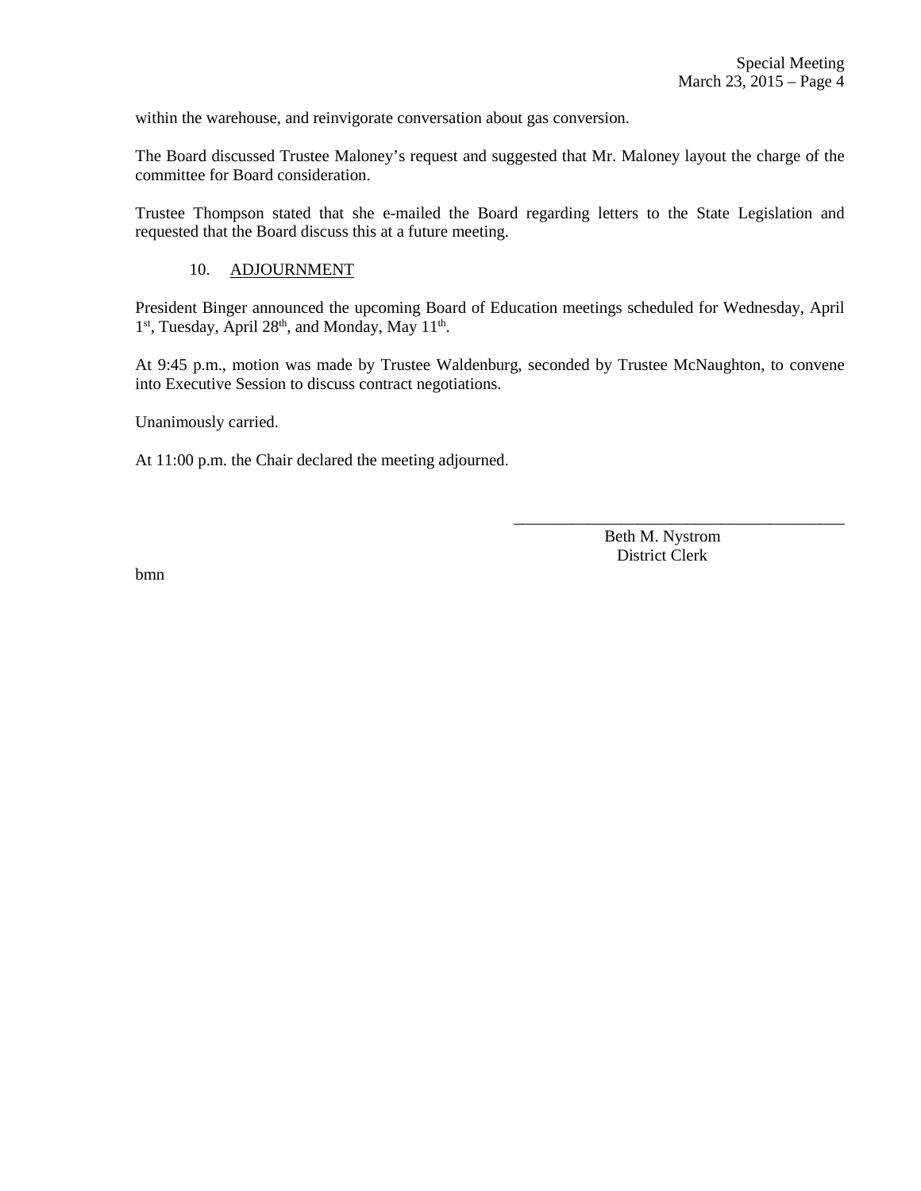within the warehouse, and reinvigorate conversation about gas conversion.

The Board discussed Trustee Maloney's request and suggested that Mr. Maloney layout the charge of the committee for Board consideration.

Trustee Thompson stated that she e-mailed the Board regarding letters to the State Legislation and requested that the Board discuss this at a future meeting.

10. ADJOURNMENT

President Binger announced the upcoming Board of Education meetings scheduled for Wednesday, April 1st, Tuesday, April 28th, and Monday, May 11th.

At 9:45 p.m., motion was made by Trustee Waldenburg, seconded by Trustee McNaughton, to convene into Executive Session to discuss contract negotiations.

Unanimously carried.

At 11:00 p.m. the Chair declared the meeting adjourned.

\_\_\_\_\_\_\_\_\_\_\_\_\_\_\_\_\_\_\_\_\_\_\_\_\_\_\_\_\_\_\_\_\_\_\_\_\_\_\_\_

Beth M. Nystrom
District Clerk

bmn